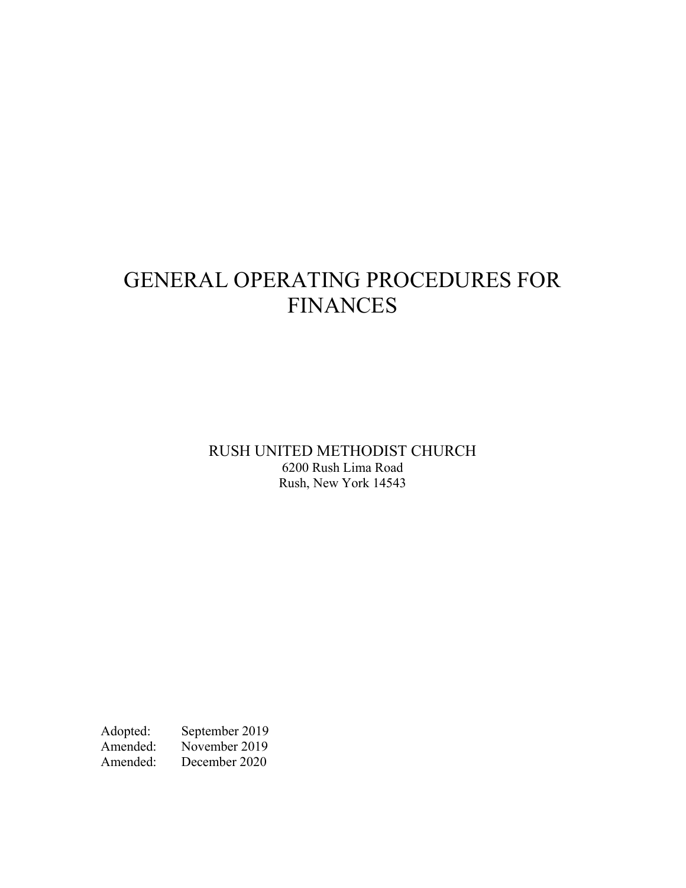# GENERAL OPERATING PROCEDURES FOR FINANCES

RUSH UNITED METHODIST CHURCH
6200 Rush Lima Road
Rush, New York 14543

| | |
|---|---|
| Adopted: | September 2019 |
| Amended: | November 2019 |
| Amended: | December 2020 |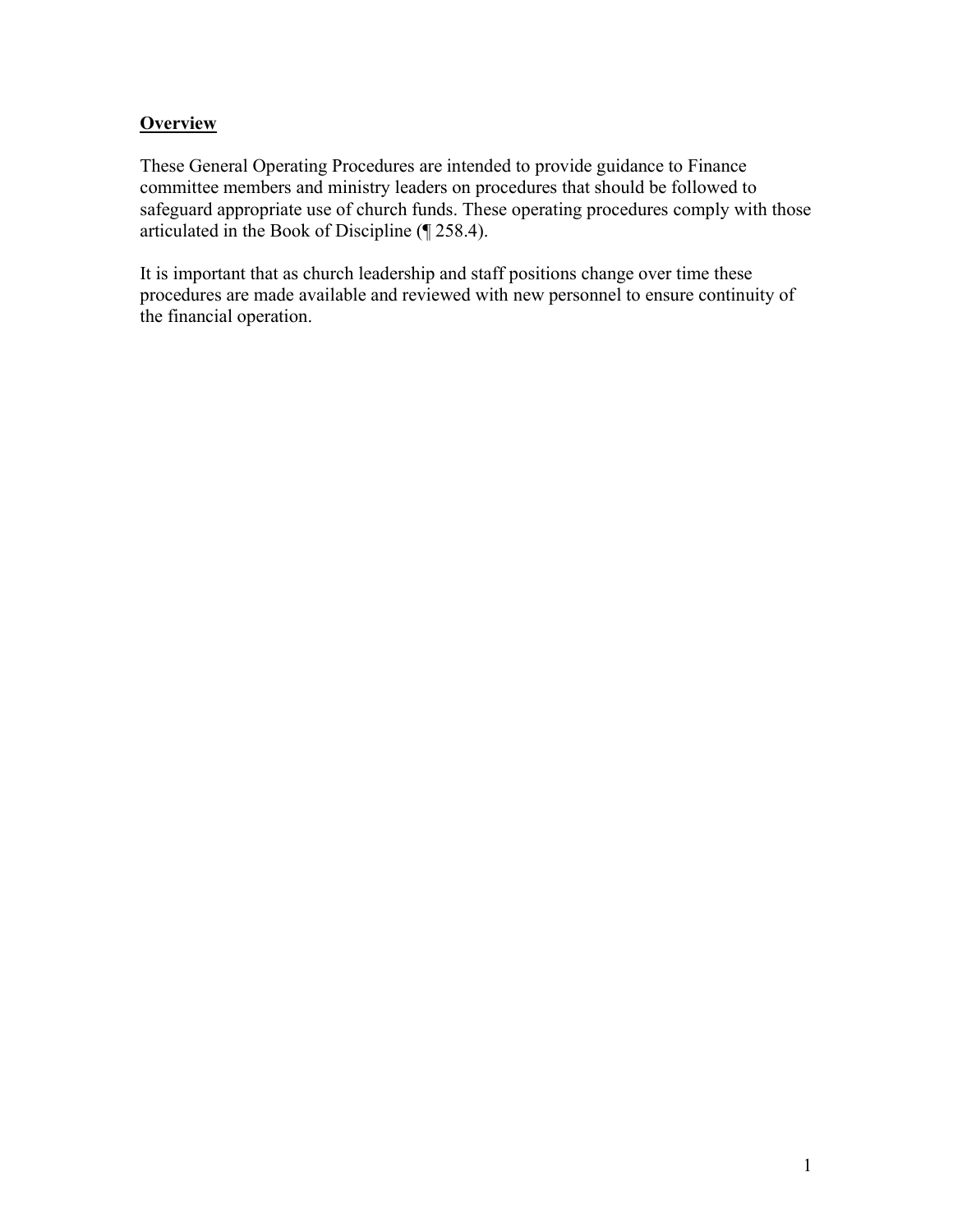## Overview

These General Operating Procedures are intended to provide guidance to Finance committee members and ministry leaders on procedures that should be followed to safeguard appropriate use of church funds. These operating procedures comply with those articulated in the Book of Discipline (¶ 258.4).

It is important that as church leadership and staff positions change over time these procedures are made available and reviewed with new personnel to ensure continuity of the financial operation.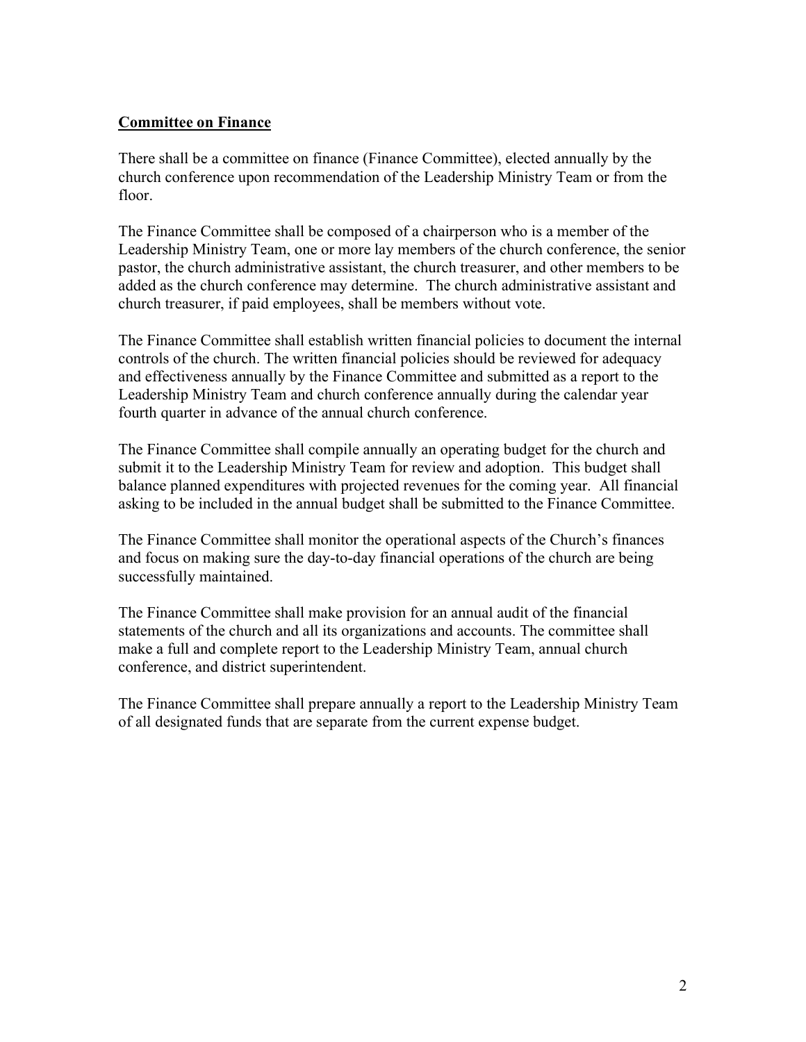**Committee on Finance**

There shall be a committee on finance (Finance Committee), elected annually by the church conference upon recommendation of the Leadership Ministry Team or from the floor.

The Finance Committee shall be composed of a chairperson who is a member of the Leadership Ministry Team, one or more lay members of the church conference, the senior pastor, the church administrative assistant, the church treasurer, and other members to be added as the church conference may determine. The church administrative assistant and church treasurer, if paid employees, shall be members without vote.

The Finance Committee shall establish written financial policies to document the internal controls of the church. The written financial policies should be reviewed for adequacy and effectiveness annually by the Finance Committee and submitted as a report to the Leadership Ministry Team and church conference annually during the calendar year fourth quarter in advance of the annual church conference.

The Finance Committee shall compile annually an operating budget for the church and submit it to the Leadership Ministry Team for review and adoption. This budget shall balance planned expenditures with projected revenues for the coming year. All financial asking to be included in the annual budget shall be submitted to the Finance Committee.

The Finance Committee shall monitor the operational aspects of the Church's finances and focus on making sure the day-to-day financial operations of the church are being successfully maintained.

The Finance Committee shall make provision for an annual audit of the financial statements of the church and all its organizations and accounts. The committee shall make a full and complete report to the Leadership Ministry Team, annual church conference, and district superintendent.

The Finance Committee shall prepare annually a report to the Leadership Ministry Team of all designated funds that are separate from the current expense budget.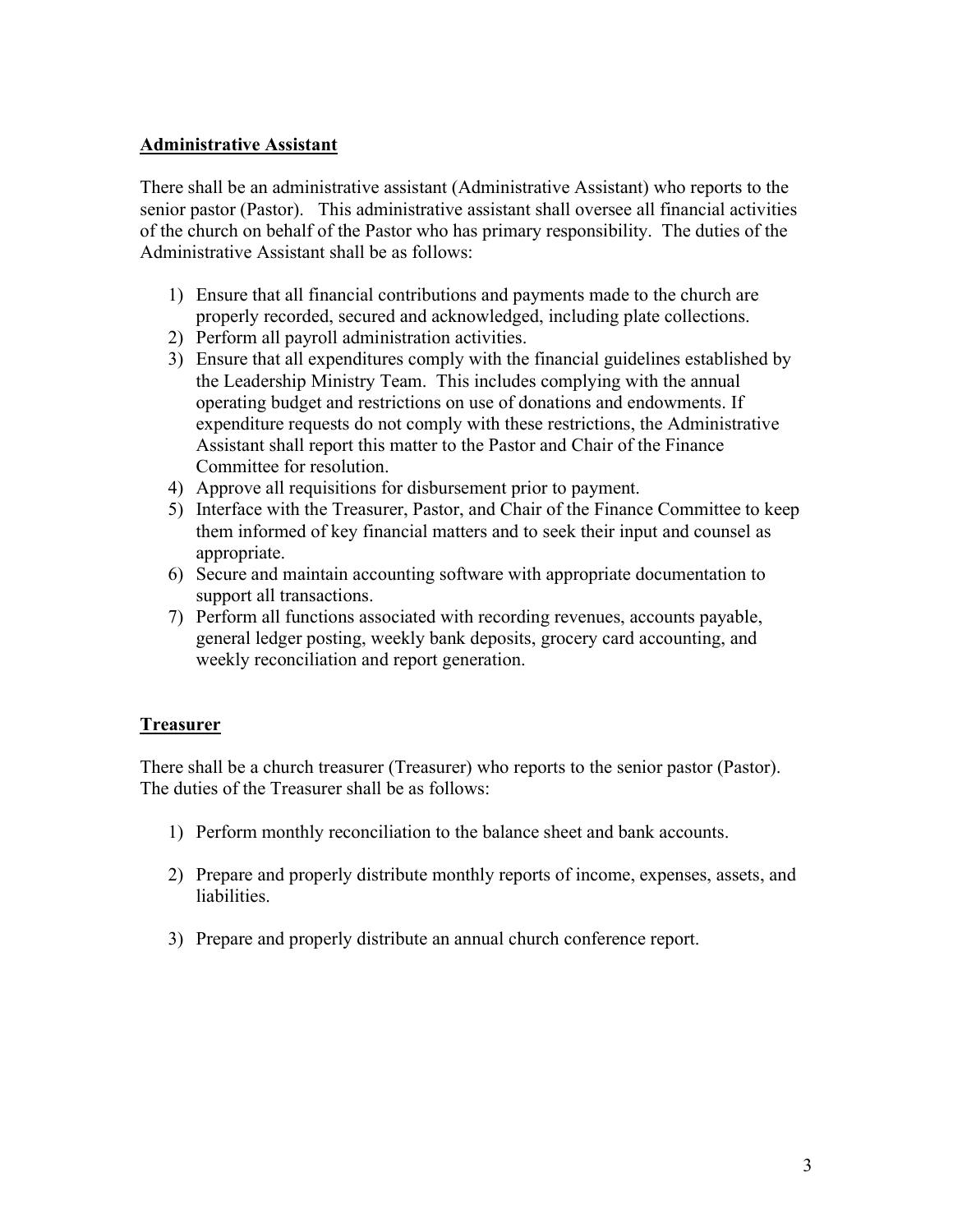## Administrative Assistant

There shall be an administrative assistant (Administrative Assistant) who reports to the senior pastor (Pastor). This administrative assistant shall oversee all financial activities of the church on behalf of the Pastor who has primary responsibility. The duties of the Administrative Assistant shall be as follows:

1) Ensure that all financial contributions and payments made to the church are properly recorded, secured and acknowledged, including plate collections.
2) Perform all payroll administration activities.
3) Ensure that all expenditures comply with the financial guidelines established by the Leadership Ministry Team. This includes complying with the annual operating budget and restrictions on use of donations and endowments. If expenditure requests do not comply with these restrictions, the Administrative Assistant shall report this matter to the Pastor and Chair of the Finance Committee for resolution.
4) Approve all requisitions for disbursement prior to payment.
5) Interface with the Treasurer, Pastor, and Chair of the Finance Committee to keep them informed of key financial matters and to seek their input and counsel as appropriate.
6) Secure and maintain accounting software with appropriate documentation to support all transactions.
7) Perform all functions associated with recording revenues, accounts payable, general ledger posting, weekly bank deposits, grocery card accounting, and weekly reconciliation and report generation.

## Treasurer

There shall be a church treasurer (Treasurer) who reports to the senior pastor (Pastor). The duties of the Treasurer shall be as follows:

1) Perform monthly reconciliation to the balance sheet and bank accounts.

2) Prepare and properly distribute monthly reports of income, expenses, assets, and liabilities.

3) Prepare and properly distribute an annual church conference report.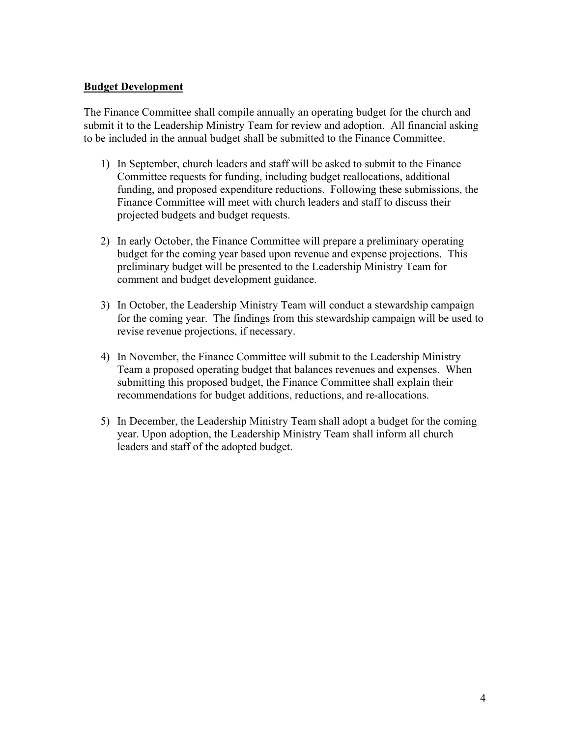## Budget Development

The Finance Committee shall compile annually an operating budget for the church and submit it to the Leadership Ministry Team for review and adoption. All financial asking to be included in the annual budget shall be submitted to the Finance Committee.

1) In September, church leaders and staff will be asked to submit to the Finance Committee requests for funding, including budget reallocations, additional funding, and proposed expenditure reductions. Following these submissions, the Finance Committee will meet with church leaders and staff to discuss their projected budgets and budget requests.

2) In early October, the Finance Committee will prepare a preliminary operating budget for the coming year based upon revenue and expense projections. This preliminary budget will be presented to the Leadership Ministry Team for comment and budget development guidance.

3) In October, the Leadership Ministry Team will conduct a stewardship campaign for the coming year. The findings from this stewardship campaign will be used to revise revenue projections, if necessary.

4) In November, the Finance Committee will submit to the Leadership Ministry Team a proposed operating budget that balances revenues and expenses. When submitting this proposed budget, the Finance Committee shall explain their recommendations for budget additions, reductions, and re-allocations.

5) In December, the Leadership Ministry Team shall adopt a budget for the coming year. Upon adoption, the Leadership Ministry Team shall inform all church leaders and staff of the adopted budget.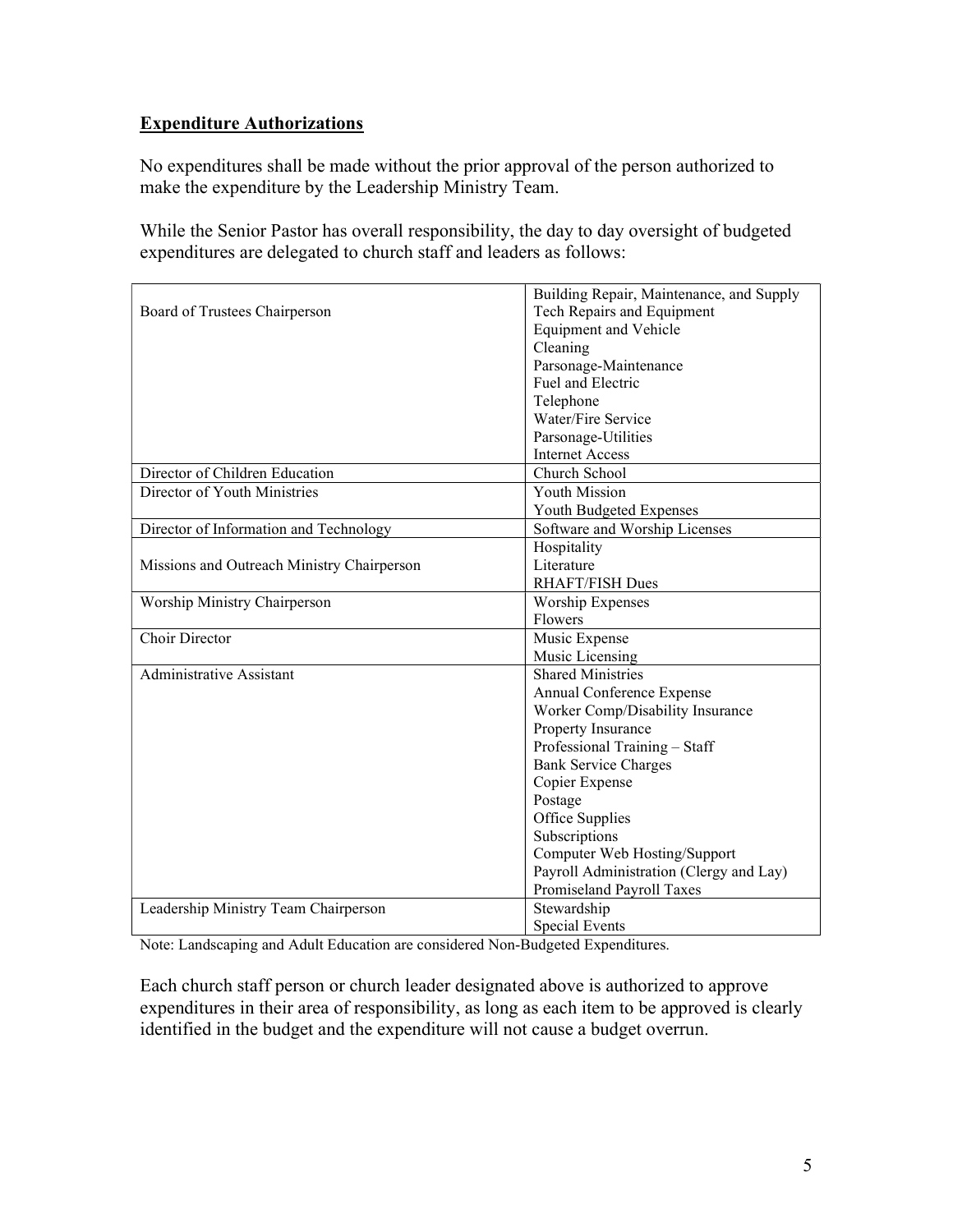**Expenditure Authorizations**

No expenditures shall be made without the prior approval of the person authorized to make the expenditure by the Leadership Ministry Team.

While the Senior Pastor has overall responsibility, the day to day oversight of budgeted expenditures are delegated to church staff and leaders as follows:

| | |
|---|---|
| Board of Trustees Chairperson | Building Repair, Maintenance, and Supply<br>Tech Repairs and Equipment<br>Equipment and Vehicle<br>Cleaning<br>Parsonage-Maintenance<br>Fuel and Electric<br>Telephone<br>Water/Fire Service<br>Parsonage-Utilities<br>Internet Access |
| Director of Children Education | Church School |
| Director of Youth Ministries | Youth Mission<br>Youth Budgeted Expenses |
| Director of Information and Technology | Software and Worship Licenses |
| Missions and Outreach Ministry Chairperson | Hospitality<br>Literature<br>RHAFT/FISH Dues |
| Worship Ministry Chairperson | Worship Expenses<br>Flowers |
| Choir Director | Music Expense<br>Music Licensing |
| Administrative Assistant | Shared Ministries<br>Annual Conference Expense<br>Worker Comp/Disability Insurance<br>Property Insurance<br>Professional Training – Staff<br>Bank Service Charges<br>Copier Expense<br>Postage<br>Office Supplies<br>Subscriptions<br>Computer Web Hosting/Support<br>Payroll Administration (Clergy and Lay)<br>Promiseland Payroll Taxes |
| Leadership Ministry Team Chairperson | Stewardship<br>Special Events |

Note: Landscaping and Adult Education are considered Non-Budgeted Expenditures.

Each church staff person or church leader designated above is authorized to approve expenditures in their area of responsibility, as long as each item to be approved is clearly identified in the budget and the expenditure will not cause a budget overrun.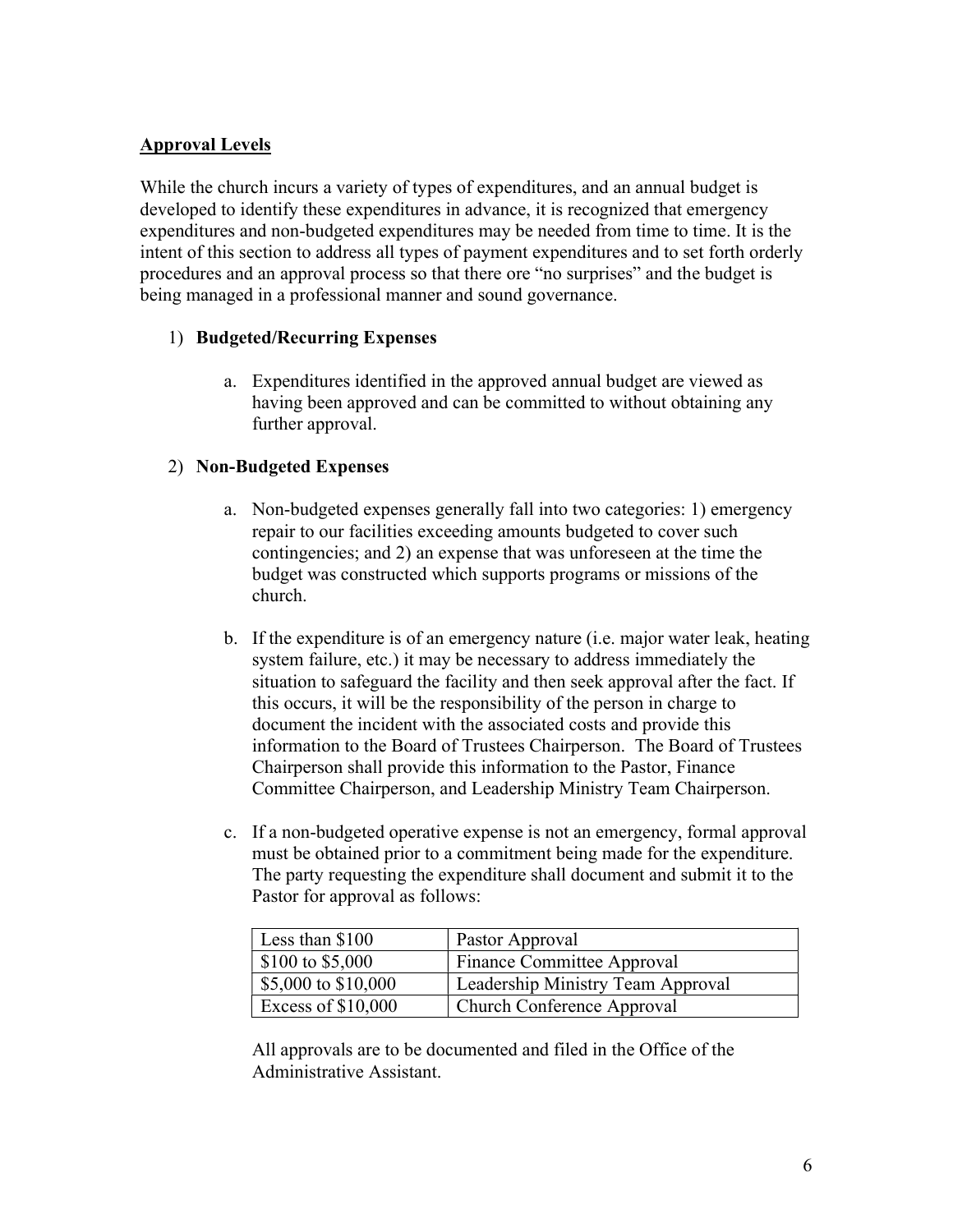## Approval Levels

While the church incurs a variety of types of expenditures, and an annual budget is developed to identify these expenditures in advance, it is recognized that emergency expenditures and non-budgeted expenditures may be needed from time to time. It is the intent of this section to address all types of payment expenditures and to set forth orderly procedures and an approval process so that there ore "no surprises" and the budget is being managed in a professional manner and sound governance.

1) **Budgeted/Recurring Expenses**

    a. Expenditures identified in the approved annual budget are viewed as having been approved and can be committed to without obtaining any further approval.

2) **Non-Budgeted Expenses**

    a. Non-budgeted expenses generally fall into two categories: 1) emergency repair to our facilities exceeding amounts budgeted to cover such contingencies; and 2) an expense that was unforeseen at the time the budget was constructed which supports programs or missions of the church.

    b. If the expenditure is of an emergency nature (i.e. major water leak, heating system failure, etc.) it may be necessary to address immediately the situation to safeguard the facility and then seek approval after the fact. If this occurs, it will be the responsibility of the person in charge to document the incident with the associated costs and provide this information to the Board of Trustees Chairperson. The Board of Trustees Chairperson shall provide this information to the Pastor, Finance Committee Chairperson, and Leadership Ministry Team Chairperson.

    c. If a non-budgeted operative expense is not an emergency, formal approval must be obtained prior to a commitment being made for the expenditure. The party requesting the expenditure shall document and submit it to the Pastor for approval as follows:

    | Amount | Approval |
    | --- | --- |
    | Less than $100 | Pastor Approval |
    | $100 to $5,000 | Finance Committee Approval |
    | $5,000 to $10,000 | Leadership Ministry Team Approval |
    | Excess of $10,000 | Church Conference Approval |

    All approvals are to be documented and filed in the Office of the Administrative Assistant.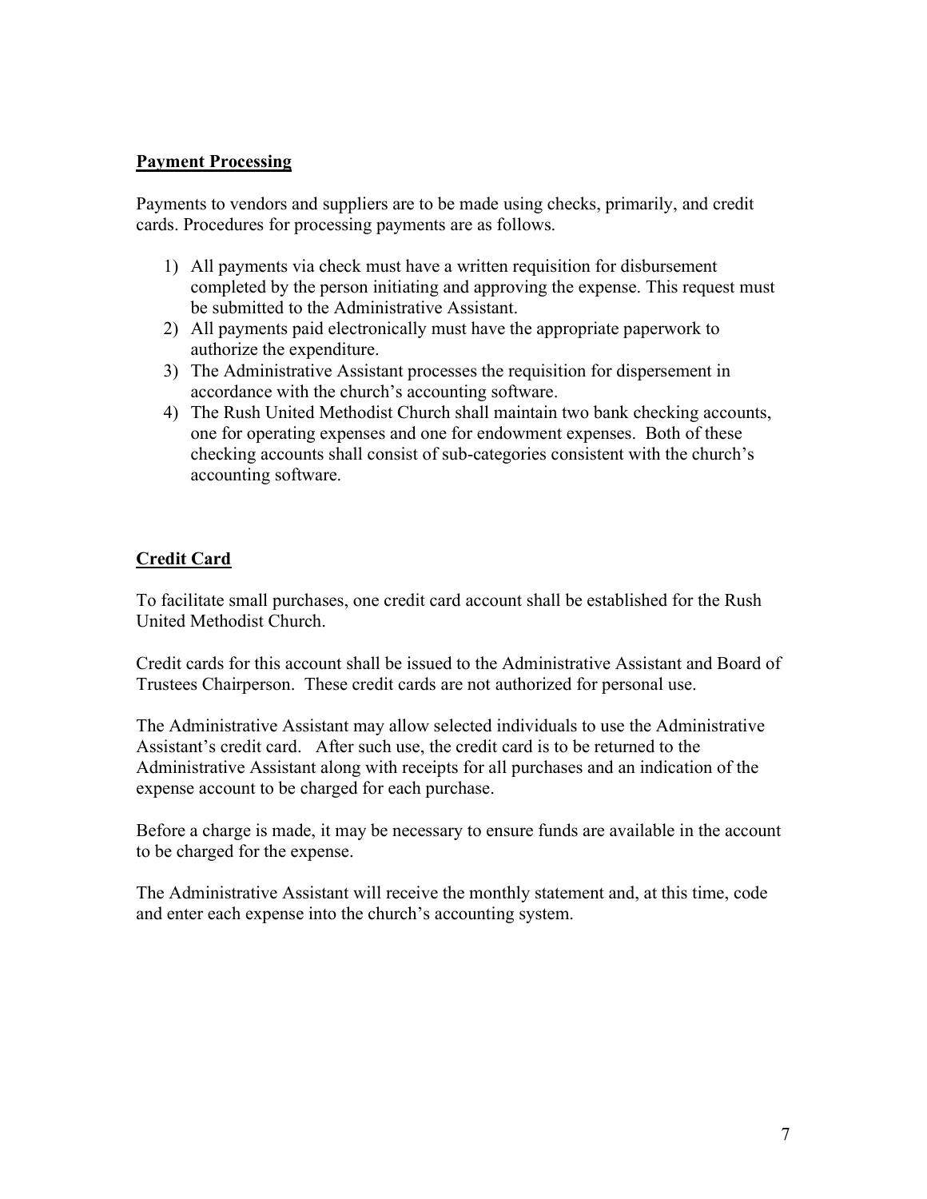## Payment Processing

Payments to vendors and suppliers are to be made using checks, primarily, and credit cards. Procedures for processing payments are as follows.

1) All payments via check must have a written requisition for disbursement completed by the person initiating and approving the expense. This request must be submitted to the Administrative Assistant.
2) All payments paid electronically must have the appropriate paperwork to authorize the expenditure.
3) The Administrative Assistant processes the requisition for dispersement in accordance with the church's accounting software.
4) The Rush United Methodist Church shall maintain two bank checking accounts, one for operating expenses and one for endowment expenses. Both of these checking accounts shall consist of sub-categories consistent with the church's accounting software.

## Credit Card

To facilitate small purchases, one credit card account shall be established for the Rush United Methodist Church.

Credit cards for this account shall be issued to the Administrative Assistant and Board of Trustees Chairperson. These credit cards are not authorized for personal use.

The Administrative Assistant may allow selected individuals to use the Administrative Assistant's credit card. After such use, the credit card is to be returned to the Administrative Assistant along with receipts for all purchases and an indication of the expense account to be charged for each purchase.

Before a charge is made, it may be necessary to ensure funds are available in the account to be charged for the expense.

The Administrative Assistant will receive the monthly statement and, at this time, code and enter each expense into the church's accounting system.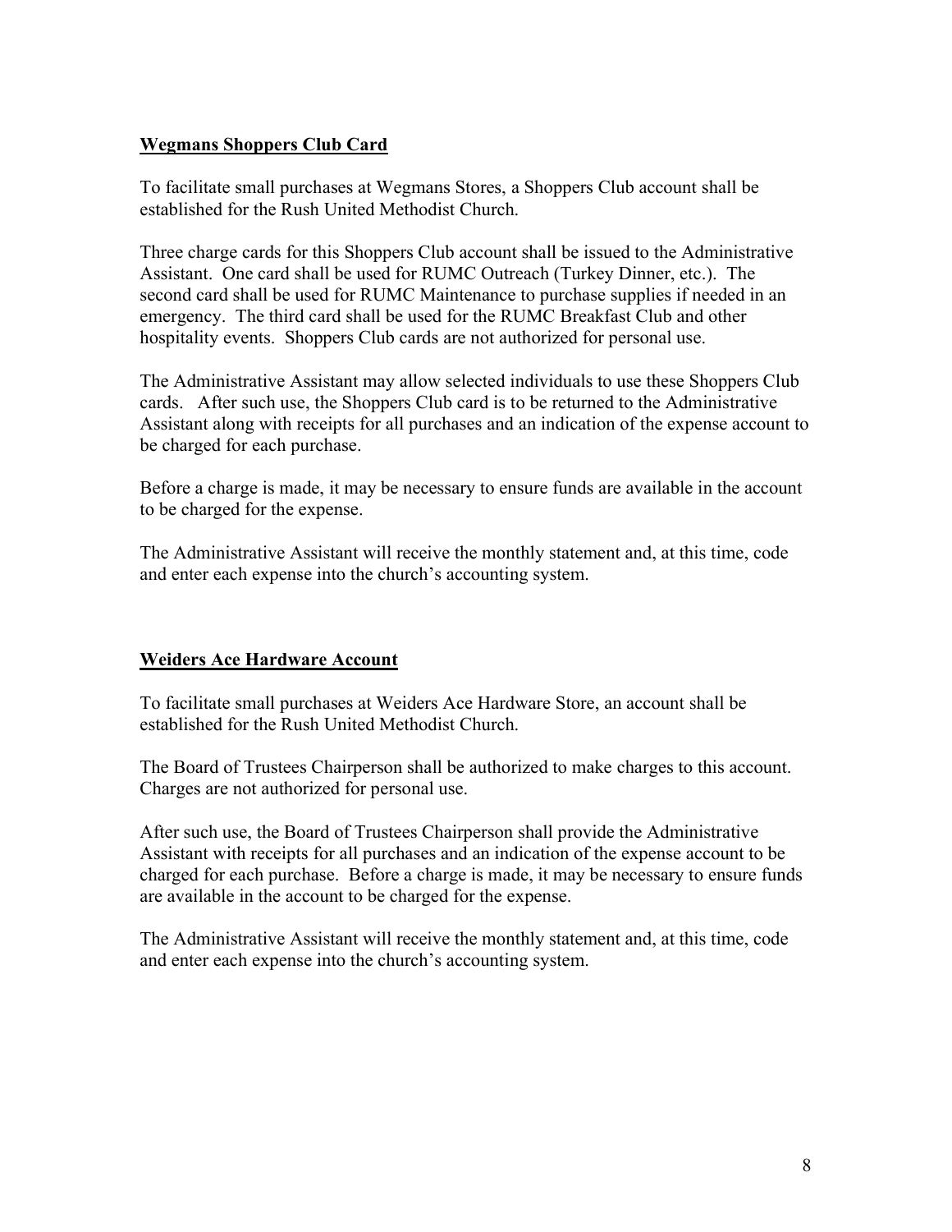**Wegmans Shoppers Club Card**

To facilitate small purchases at Wegmans Stores, a Shoppers Club account shall be established for the Rush United Methodist Church.

Three charge cards for this Shoppers Club account shall be issued to the Administrative Assistant. One card shall be used for RUMC Outreach (Turkey Dinner, etc.). The second card shall be used for RUMC Maintenance to purchase supplies if needed in an emergency. The third card shall be used for the RUMC Breakfast Club and other hospitality events. Shoppers Club cards are not authorized for personal use.

The Administrative Assistant may allow selected individuals to use these Shoppers Club cards. After such use, the Shoppers Club card is to be returned to the Administrative Assistant along with receipts for all purchases and an indication of the expense account to be charged for each purchase.

Before a charge is made, it may be necessary to ensure funds are available in the account to be charged for the expense.

The Administrative Assistant will receive the monthly statement and, at this time, code and enter each expense into the church's accounting system.

**Weiders Ace Hardware Account**

To facilitate small purchases at Weiders Ace Hardware Store, an account shall be established for the Rush United Methodist Church.

The Board of Trustees Chairperson shall be authorized to make charges to this account. Charges are not authorized for personal use.

After such use, the Board of Trustees Chairperson shall provide the Administrative Assistant with receipts for all purchases and an indication of the expense account to be charged for each purchase. Before a charge is made, it may be necessary to ensure funds are available in the account to be charged for the expense.

The Administrative Assistant will receive the monthly statement and, at this time, code and enter each expense into the church's accounting system.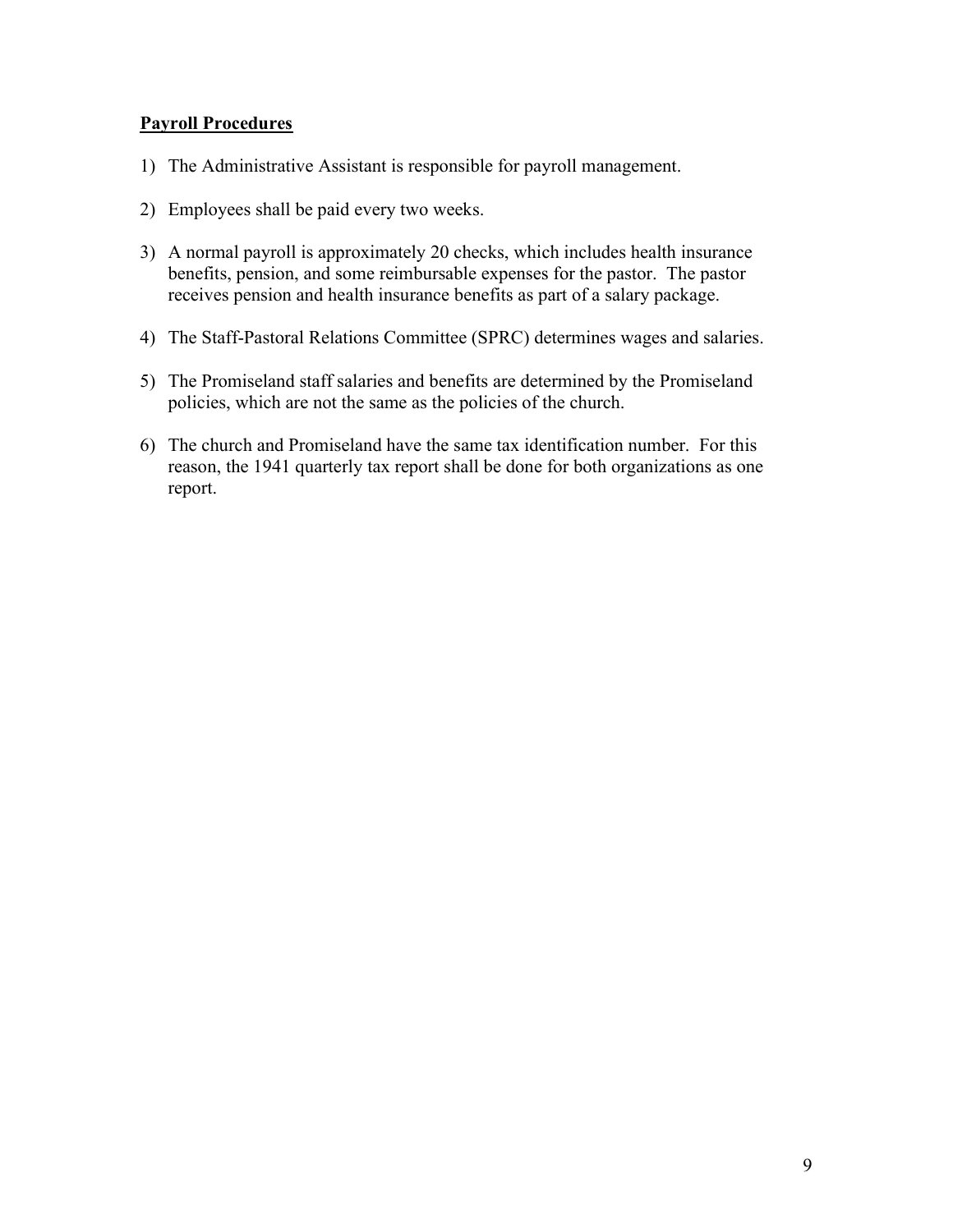**Payroll Procedures**

1) The Administrative Assistant is responsible for payroll management.

2) Employees shall be paid every two weeks.

3) A normal payroll is approximately 20 checks, which includes health insurance benefits, pension, and some reimbursable expenses for the pastor. The pastor receives pension and health insurance benefits as part of a salary package.

4) The Staff-Pastoral Relations Committee (SPRC) determines wages and salaries.

5) The Promiseland staff salaries and benefits are determined by the Promiseland policies, which are not the same as the policies of the church.

6) The church and Promiseland have the same tax identification number. For this reason, the 1941 quarterly tax report shall be done for both organizations as one report.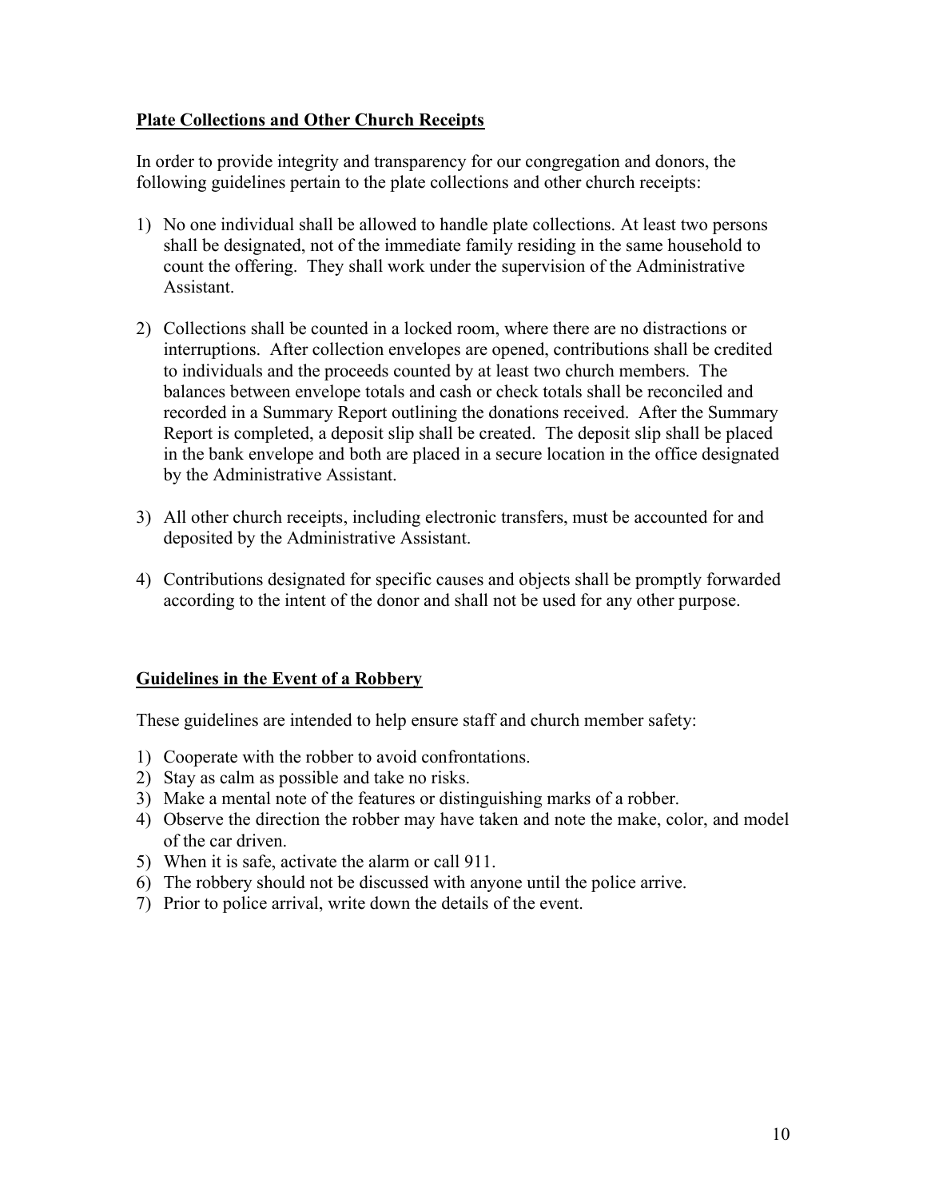## Plate Collections and Other Church Receipts

In order to provide integrity and transparency for our congregation and donors, the following guidelines pertain to the plate collections and other church receipts:

1) No one individual shall be allowed to handle plate collections. At least two persons shall be designated, not of the immediate family residing in the same household to count the offering. They shall work under the supervision of the Administrative Assistant.

2) Collections shall be counted in a locked room, where there are no distractions or interruptions. After collection envelopes are opened, contributions shall be credited to individuals and the proceeds counted by at least two church members. The balances between envelope totals and cash or check totals shall be reconciled and recorded in a Summary Report outlining the donations received. After the Summary Report is completed, a deposit slip shall be created. The deposit slip shall be placed in the bank envelope and both are placed in a secure location in the office designated by the Administrative Assistant.

3) All other church receipts, including electronic transfers, must be accounted for and deposited by the Administrative Assistant.

4) Contributions designated for specific causes and objects shall be promptly forwarded according to the intent of the donor and shall not be used for any other purpose.

## Guidelines in the Event of a Robbery

These guidelines are intended to help ensure staff and church member safety:

1) Cooperate with the robber to avoid confrontations.
2) Stay as calm as possible and take no risks.
3) Make a mental note of the features or distinguishing marks of a robber.
4) Observe the direction the robber may have taken and note the make, color, and model of the car driven.
5) When it is safe, activate the alarm or call 911.
6) The robbery should not be discussed with anyone until the police arrive.
7) Prior to police arrival, write down the details of the event.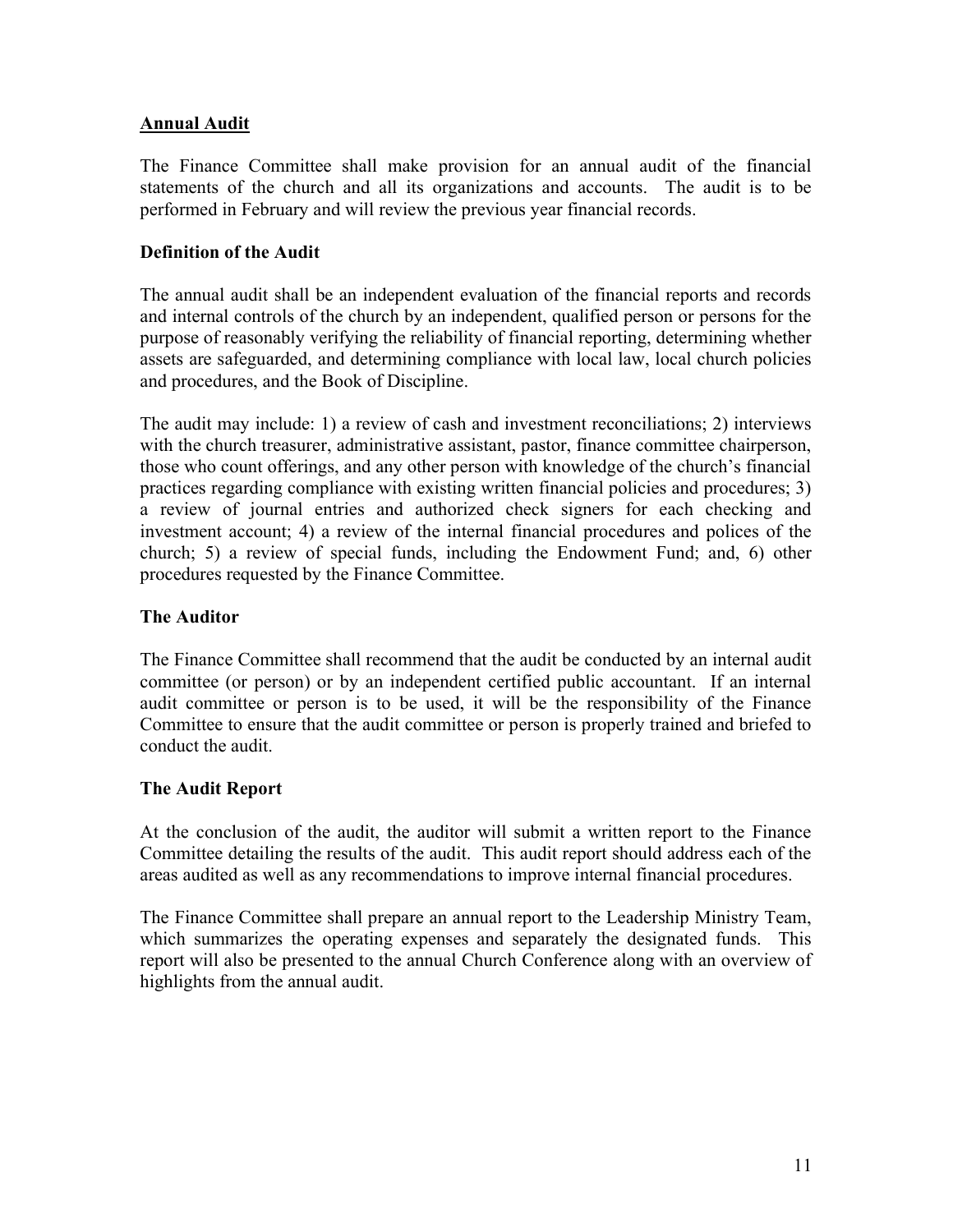## <u>Annual Audit</u>

The Finance Committee shall make provision for an annual audit of the financial statements of the church and all its organizations and accounts. The audit is to be performed in February and will review the previous year financial records.

### Definition of the Audit

The annual audit shall be an independent evaluation of the financial reports and records and internal controls of the church by an independent, qualified person or persons for the purpose of reasonably verifying the reliability of financial reporting, determining whether assets are safeguarded, and determining compliance with local law, local church policies and procedures, and the Book of Discipline.

The audit may include: 1) a review of cash and investment reconciliations; 2) interviews with the church treasurer, administrative assistant, pastor, finance committee chairperson, those who count offerings, and any other person with knowledge of the church's financial practices regarding compliance with existing written financial policies and procedures; 3) a review of journal entries and authorized check signers for each checking and investment account; 4) a review of the internal financial procedures and polices of the church; 5) a review of special funds, including the Endowment Fund; and, 6) other procedures requested by the Finance Committee.

### The Auditor

The Finance Committee shall recommend that the audit be conducted by an internal audit committee (or person) or by an independent certified public accountant. If an internal audit committee or person is to be used, it will be the responsibility of the Finance Committee to ensure that the audit committee or person is properly trained and briefed to conduct the audit.

### The Audit Report

At the conclusion of the audit, the auditor will submit a written report to the Finance Committee detailing the results of the audit. This audit report should address each of the areas audited as well as any recommendations to improve internal financial procedures.

The Finance Committee shall prepare an annual report to the Leadership Ministry Team, which summarizes the operating expenses and separately the designated funds. This report will also be presented to the annual Church Conference along with an overview of highlights from the annual audit.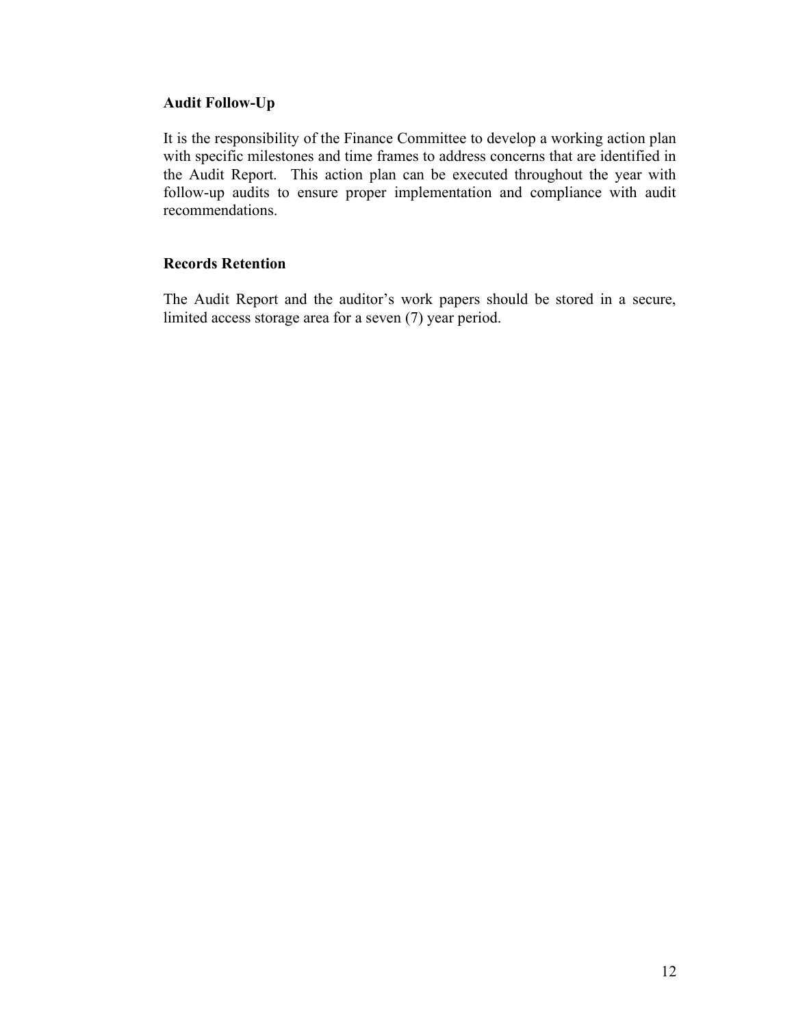**Audit Follow-Up**

It is the responsibility of the Finance Committee to develop a working action plan with specific milestones and time frames to address concerns that are identified in the Audit Report. This action plan can be executed throughout the year with follow-up audits to ensure proper implementation and compliance with audit recommendations.

**Records Retention**

The Audit Report and the auditor's work papers should be stored in a secure, limited access storage area for a seven (7) year period.